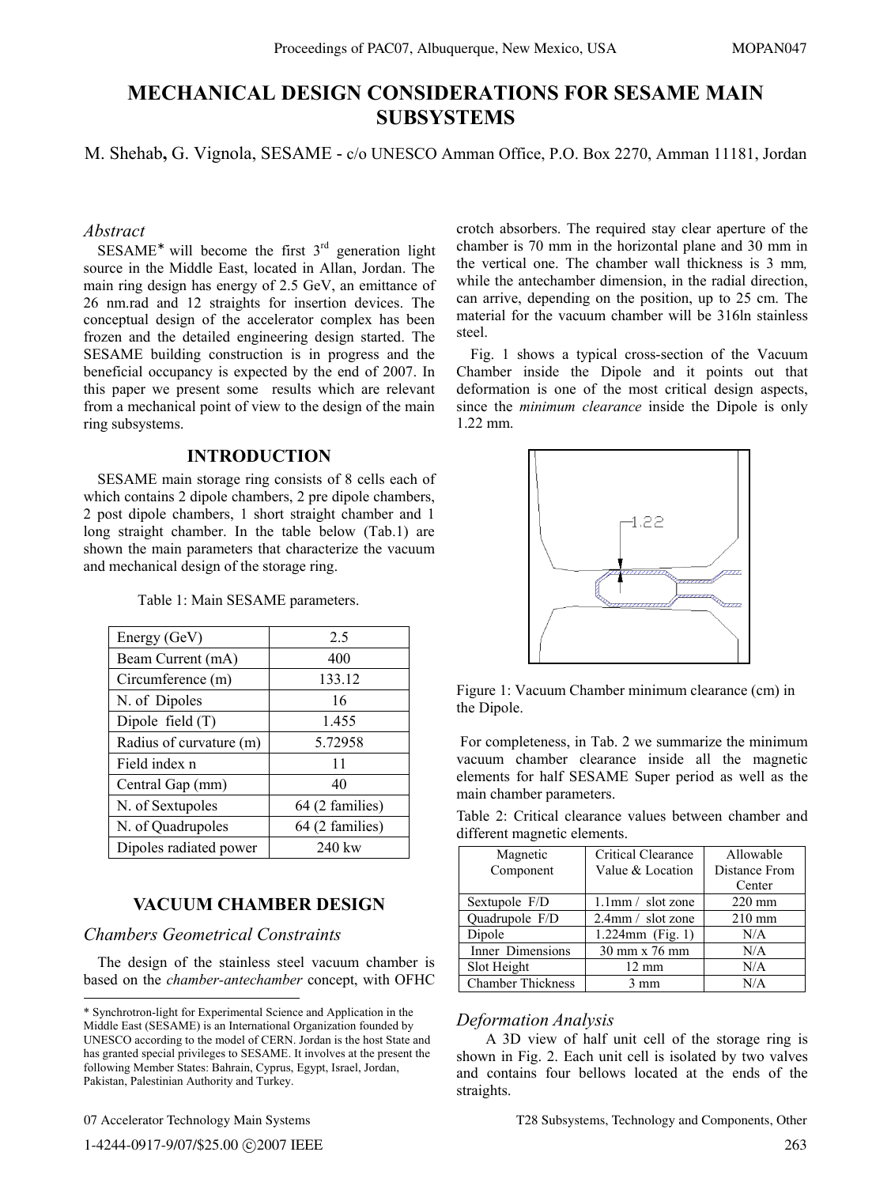# MECHANICAL DESIGN CONSIDERATIONS FOR SESAME MAIN SUBSYSTEMS

M. Shehab, G. Vignola, SESAME - c/o UNESCO Amman Office, P.O. Box 2270, Amman 11181, Jordan

### *Abstract*

SESAME* will become the first 3rd generation light source in the Middle East, located in Allan, Jordan. The main ring design has energy of 2.5 GeV, an emittance of 26 nm.rad and 12 straights for insertion devices. The conceptual design of the accelerator complex has been frozen and the detailed engineering design started. The SESAME building construction is in progress and the beneficial occupancy is expected by the end of 2007. In this paper we present some results which are relevant from a mechanical point of view to the design of the main ring subsystems.

## INTRODUCTION

SESAME main storage ring consists of 8 cells each of which contains 2 dipole chambers, 2 pre dipole chambers, 2 post dipole chambers, 1 short straight chamber and 1 long straight chamber. In the table below (Tab.1) are shown the main parameters that characterize the vacuum and mechanical design of the storage ring.

Table 1: Main SESAME parameters.

| Energy (GeV) | 2.5 |
|---|---|
| Beam Current (mA) | 400 |
| Circumference (m) | 133.12 |
| N. of Dipoles | 16 |
| Dipole field (T) | 1.455 |
| Radius of curvature (m) | 5.72958 |
| Field index n | 11 |
| Central Gap (mm) | 40 |
| N. of Sextupoles | 64 (2 families) |
| N. of Quadrupoles | 64 (2 families) |
| Dipoles radiated power | 240 kw |

## VACUUM CHAMBER DESIGN

### *Chambers Geometrical Constraints*

The design of the stainless steel vacuum chamber is based on the *chamber-antechamber* concept, with OFHC crotch absorbers. The required stay clear aperture of the chamber is 70 mm in the horizontal plane and 30 mm in the vertical one. The chamber wall thickness is 3 mm, while the antechamber dimension, in the radial direction, can arrive, depending on the position, up to 25 cm. The material for the vacuum chamber will be 316ln stainless steel.

Fig. 1 shows a typical cross-section of the Vacuum Chamber inside the Dipole and it points out that deformation is one of the most critical design aspects, since the *minimum clearance* inside the Dipole is only 1.22 mm.

Figure 1: Vacuum Chamber minimum clearance (cm) in the Dipole.

For completeness, in Tab. 2 we summarize the minimum vacuum chamber clearance inside all the magnetic elements for half SESAME Super period as well as the main chamber parameters.

Table 2: Critical clearance values between chamber and different magnetic elements.

| Magnetic Component | Critical Clearance Value & Location | Allowable Distance From Center |
|---|---|---|
| Sextupole F/D | 1.1mm / slot zone | 220 mm |
| Quadrupole F/D | 2.4mm / slot zone | 210 mm |
| Dipole | 1.224mm (Fig. 1) | N/A |
| Inner Dimensions | 30 mm x 76 mm | N/A |
| Slot Height | 12 mm | N/A |
| Chamber Thickness | 3 mm | N/A |

### *Deformation Analysis*

A 3D view of half unit cell of the storage ring is shown in Fig. 2. Each unit cell is isolated by two valves and contains four bellows located at the ends of the straights.

---

* Synchrotron-light for Experimental Science and Application in the Middle East (SESAME) is an International Organization founded by UNESCO according to the model of CERN. Jordan is the host State and has granted special privileges to SESAME. It involves at the present the following Member States: Bahrain, Cyprus, Egypt, Israel, Jordan, Pakistan, Palestinian Authority and Turkey.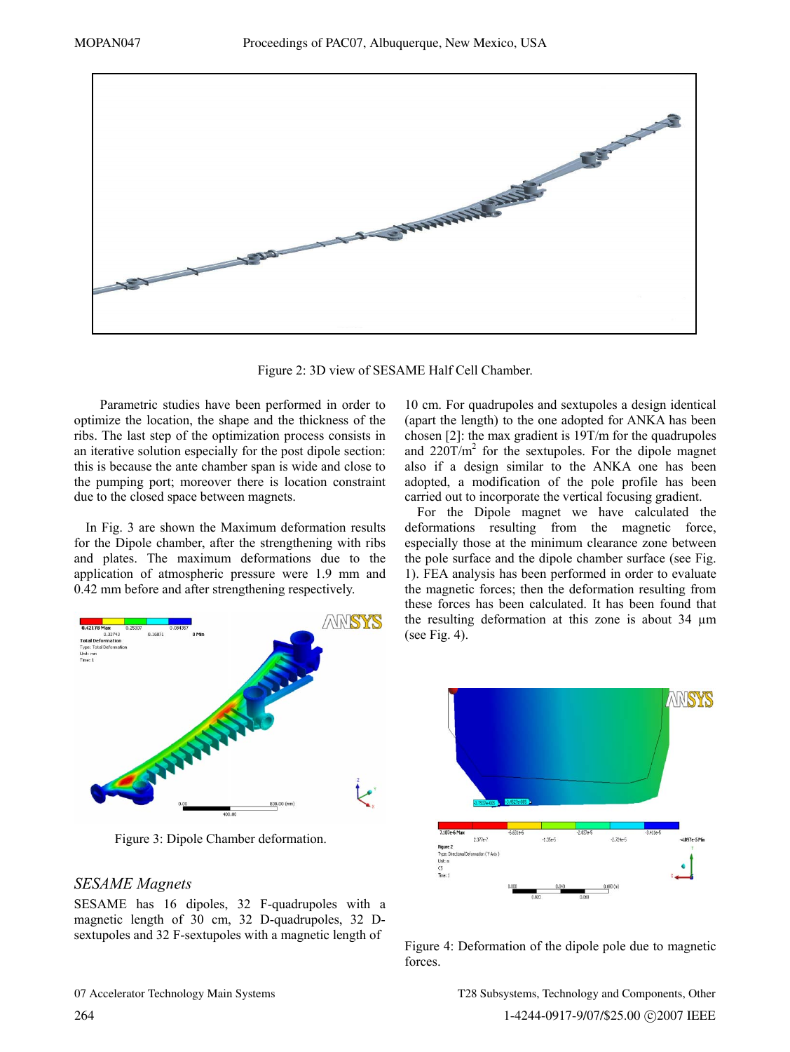Figure 2: 3D view of SESAME Half Cell Chamber.

Parametric studies have been performed in order to optimize the location, the shape and the thickness of the ribs. The last step of the optimization process consists in an iterative solution especially for the post dipole section: this is because the ante chamber span is wide and close to the pumping port; moreover there is location constraint due to the closed space between magnets.

In Fig. 3 are shown the Maximum deformation results for the Dipole chamber, after the strengthening with ribs and plates. The maximum deformations due to the application of atmospheric pressure were 1.9 mm and 0.42 mm before and after strengthening respectively.

Figure 3: Dipole Chamber deformation.

## *SESAME Magnets*

SESAME has 16 dipoles, 32 F-quadrupoles with a magnetic length of 30 cm, 32 D-quadrupoles, 32 D-sextupoles and 32 F-sextupoles with a magnetic length of 10 cm. For quadrupoles and sextupoles a design identical (apart the length) to the one adopted for ANKA has been chosen [2]: the max gradient is 19T/m for the quadrupoles and 220T/m$^2$ for the sextupoles. For the dipole magnet also if a design similar to the ANKA one has been adopted, a modification of the pole profile has been carried out to incorporate the vertical focusing gradient.

For the Dipole magnet we have calculated the deformations resulting from the magnetic force, especially those at the minimum clearance zone between the pole surface and the dipole chamber surface (see Fig. 1). FEA analysis has been performed in order to evaluate the magnetic forces; then the deformation resulting from these forces has been calculated. It has been found that the resulting deformation at this zone is about 34 μm (see Fig. 4).

Figure 4: Deformation of the dipole pole due to magnetic forces.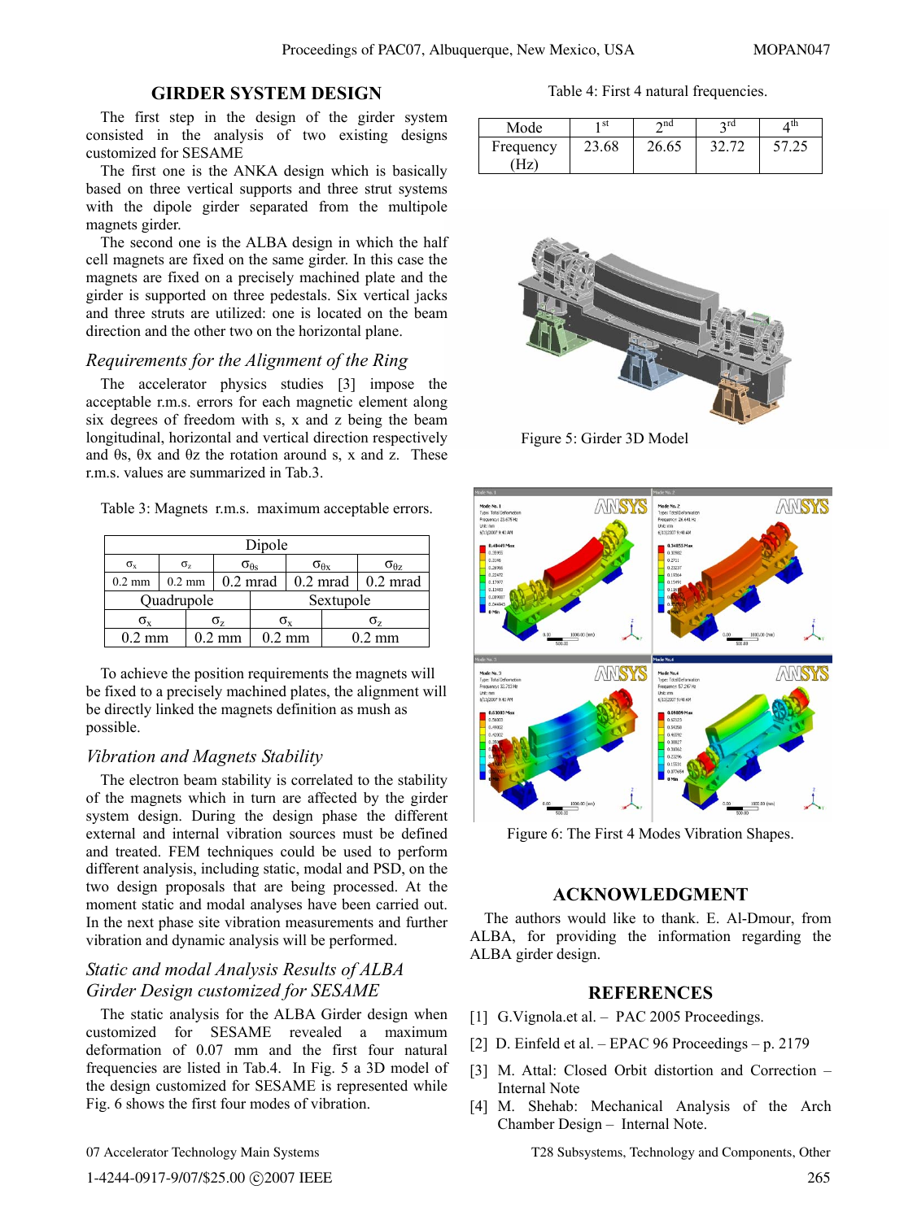## GIRDER SYSTEM DESIGN

The first step in the design of the girder system consisted in the analysis of two existing designs customized for SESAME

The first one is the ANKA design which is basically based on three vertical supports and three strut systems with the dipole girder separated from the multipole magnets girder.

The second one is the ALBA design in which the half cell magnets are fixed on the same girder. In this case the magnets are fixed on a precisely machined plate and the girder is supported on three pedestals. Six vertical jacks and three struts are utilized: one is located on the beam direction and the other two on the horizontal plane.

### *Requirements for the Alignment of the Ring*

The accelerator physics studies [3] impose the acceptable r.m.s. errors for each magnetic element along six degrees of freedom with s, x and z being the beam longitudinal, horizontal and vertical direction respectively and θs, θx and θz the rotation around s, x and z. These r.m.s. values are summarized in Tab.3.

Table 3: Magnets r.m.s. maximum acceptable errors.

| Dipole | | | | |
|---|---|---|---|---|
| $\sigma_x$ | $\sigma_z$ | $\sigma_{\theta s}$ | $\sigma_{\theta x}$ | $\sigma_{\theta z}$ |
| 0.2 mm | 0.2 mm | 0.2 mrad | 0.2 mrad | 0.2 mrad |

| Quadrupole | | Sextupole | |
|---|---|---|---|
| $\sigma_x$ | $\sigma_z$ | $\sigma_x$ | $\sigma_z$ |
| 0.2 mm | 0.2 mm | 0.2 mm | 0.2 mm |

To achieve the position requirements the magnets will be fixed to a precisely machined plates, the alignment will be directly linked the magnets definition as mush as possible.

### *Vibration and Magnets Stability*

The electron beam stability is correlated to the stability of the magnets which in turn are affected by the girder system design. During the design phase the different external and internal vibration sources must be defined and treated. FEM techniques could be used to perform different analysis, including static, modal and PSD, on the two design proposals that are being processed. At the moment static and modal analyses have been carried out. In the next phase site vibration measurements and further vibration and dynamic analysis will be performed.

### *Static and modal Analysis Results of ALBA Girder Design customized for SESAME*

The static analysis for the ALBA Girder design when customized for SESAME revealed a maximum deformation of 0.07 mm and the first four natural frequencies are listed in Tab.4. In Fig. 5 a 3D model of the design customized for SESAME is represented while Fig. 6 shows the first four modes of vibration.

Table 4: First 4 natural frequencies.

| Mode | 1st | 2nd | 3rd | 4th |
|---|---|---|---|---|
| Frequency (Hz) | 23.68 | 26.65 | 32.72 | 57.25 |

Figure 5: Girder 3D Model

Figure 6: The First 4 Modes Vibration Shapes.

## ACKNOWLEDGMENT

The authors would like to thank. E. Al-Dmour, from ALBA, for providing the information regarding the ALBA girder design.

## REFERENCES

[1] G.Vignola.et al. – PAC 2005 Proceedings.

[2] D. Einfeld et al. – EPAC 96 Proceedings – p. 2179

[3] M. Attal: Closed Orbit distortion and Correction – Internal Note

[4] M. Shehab: Mechanical Analysis of the Arch Chamber Design – Internal Note.